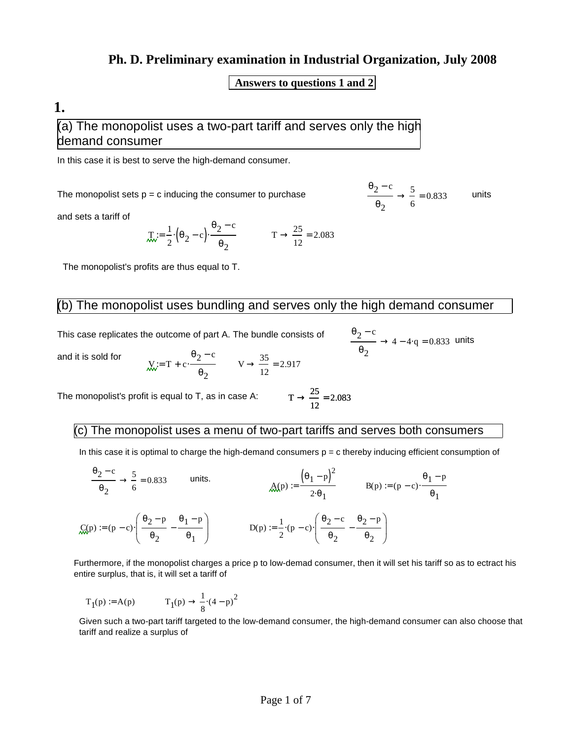# Ph. D. Preliminary examination in Industrial Organization, July 2008

**Answers to questions 1 and 2**

## 1.

### (a) The monopolist uses a two-part tariff and serves only the high demand consumer

In this case it is best to serve the high-demand consumer.

The monopolist sets p = c inducing the consumer to purchase $\frac{\theta_2 - c}{\theta_2} \rightarrow \frac{5}{6} = 0.833$ units

and sets a tariff of

$$T := \frac{1}{2}\cdot(\theta_2 - c)\cdot\frac{\theta_2 - c}{\theta_2} \qquad T \rightarrow \frac{25}{12} = 2.083$$

The monopolist's profits are thus equal to T.

### (b) The monopolist uses bundling and serves only the high demand consumer

This case replicates the outcome of part A. The bundle consists of $\frac{\theta_2 - c}{\theta_2} \rightarrow 4 - 4\cdot q = 0.833$ units

and it is sold for

$$V := T + c\cdot\frac{\theta_2 - c}{\theta_2} \qquad V \rightarrow \frac{35}{12} = 2.917$$

The monopolist's profit is equal to T, as in case A: $T \rightarrow \frac{25}{12} = 2.083$

### (c) The monopolist uses a menu of two-part tariffs and serves both consumers

In this case it is optimal to charge the high-demand consumers p = c thereby inducing efficient consumption of

$\frac{\theta_2 - c}{\theta_2} \rightarrow \frac{5}{6} = 0.833$ units.

$$A(p) := \frac{(\theta_1 - p)^2}{2\cdot\theta_1} \qquad B(p) := (p - c)\cdot\frac{\theta_1 - p}{\theta_1}$$

$$C(p) := (p - c)\cdot\left(\frac{\theta_2 - p}{\theta_2} - \frac{\theta_1 - p}{\theta_1}\right) \qquad D(p) := \frac{1}{2}\cdot(p - c)\cdot\left(\frac{\theta_2 - c}{\theta_2} - \frac{\theta_2 - p}{\theta_2}\right)$$

Furthermore, if the monopolist charges a price p to low-demad consumer, then it will set his tariff so as to ectract his entire surplus, that is, it will set a tariff of

$$T_1(p) := A(p) \qquad T_1(p) \rightarrow \frac{1}{8}\cdot(4 - p)^2$$

Given such a two-part tariff targeted to the low-demand consumer, the high-demand consumer can also choose that tariff and realize a surplus of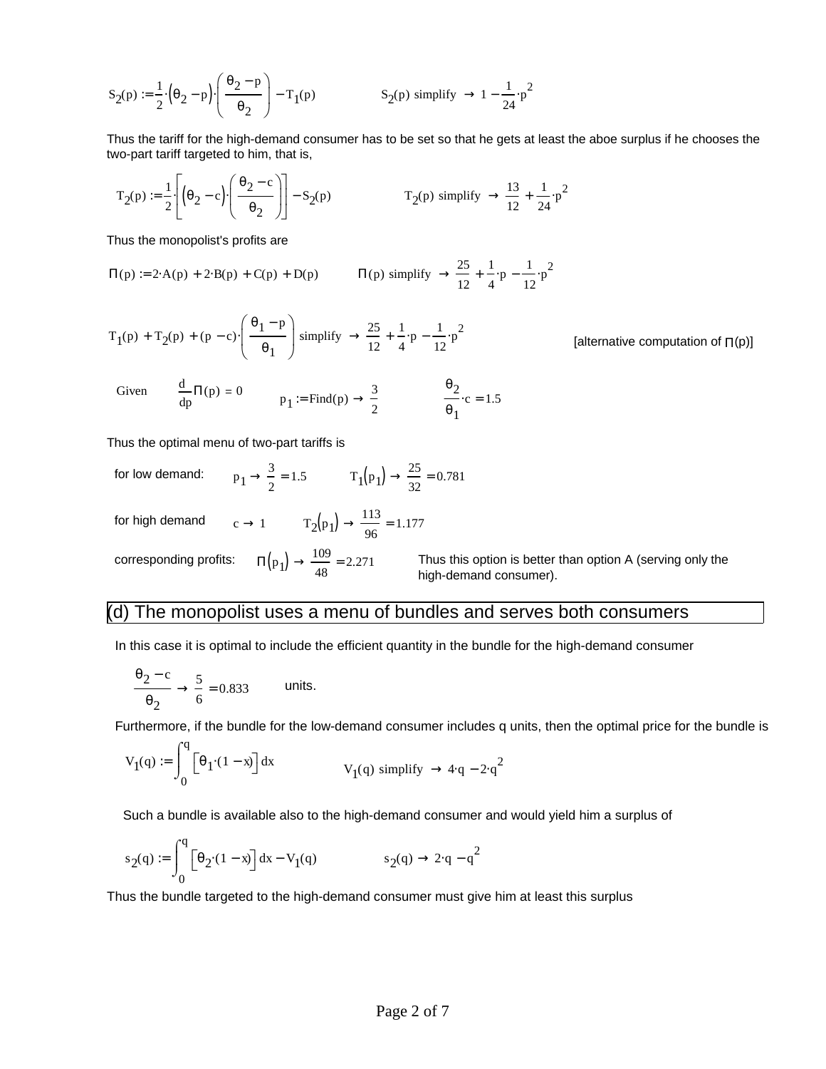$$S_2(p) := \frac{1}{2}\cdot(\theta_2 - p)\cdot\left(\frac{\theta_2 - p}{\theta_2}\right) - T_1(p) \qquad S_2(p) \text{ simplify } \rightarrow 1 - \frac{1}{24}\cdot p^2$$

Thus the tariff for the high-demand consumer has to be set so that he gets at least the aboe surplus if he chooses the two-part tariff targeted to him, that is,

$$T_2(p) := \frac{1}{2}\cdot\left[(\theta_2 - c)\cdot\left(\frac{\theta_2 - c}{\theta_2}\right)\right] - S_2(p) \qquad T_2(p) \text{ simplify } \rightarrow \frac{13}{12} + \frac{1}{24}\cdot p^2$$

Thus the monopolist's profits are

$$\Pi(p) := 2\cdot A(p) + 2\cdot B(p) + C(p) + D(p) \qquad \Pi(p) \text{ simplify } \rightarrow \frac{25}{12} + \frac{1}{4}\cdot p - \frac{1}{12}\cdot p^2$$

$$T_1(p) + T_2(p) + (p - c)\cdot\left(\frac{\theta_1 - p}{\theta_1}\right) \text{ simplify } \rightarrow \frac{25}{12} + \frac{1}{4}\cdot p - \frac{1}{12}\cdot p^2$$

[alternative computation of $\Pi(p)$]

Given $\quad \frac{d}{dp}\Pi(p) = 0 \qquad p_1 := \text{Find}(p) \rightarrow \frac{3}{2} \qquad \frac{\theta_2}{\theta_1}\cdot c = 1.5$

Thus the optimal menu of two-part tariffs is

for low demand: $\quad p_1 \rightarrow \frac{3}{2} = 1.5 \qquad T_1(p_1) \rightarrow \frac{25}{32} = 0.781$

for high demand $\quad c \rightarrow 1 \qquad T_2(p_1) \rightarrow \frac{113}{96} = 1.177$

corresponding profits: $\quad \Pi(p_1) \rightarrow \frac{109}{48} = 2.271$ $\quad$ Thus this option is better than option A (serving only the high-demand consumer).

## (d) The monopolist uses a menu of bundles and serves both consumers

In this case it is optimal to include the efficient quantity in the bundle for the high-demand consumer

$$\frac{\theta_2 - c}{\theta_2} \rightarrow \frac{5}{6} = 0.833 \qquad \text{units.}$$

Furthermore, if the bundle for the low-demand consumer includes q units, then the optimal price for the bundle is

$$V_1(q) := \int_0^q \left[\theta_1\cdot(1 - x)\right] dx \qquad V_1(q) \text{ simplify } \rightarrow 4\cdot q - 2\cdot q^2$$

Such a bundle is available also to the high-demand consumer and would yield him a surplus of

$$s_2(q) := \int_0^q \left[\theta_2\cdot(1 - x)\right] dx - V_1(q) \qquad s_2(q) \rightarrow 2\cdot q - q^2$$

Thus the bundle targeted to the high-demand consumer must give him at least this surplus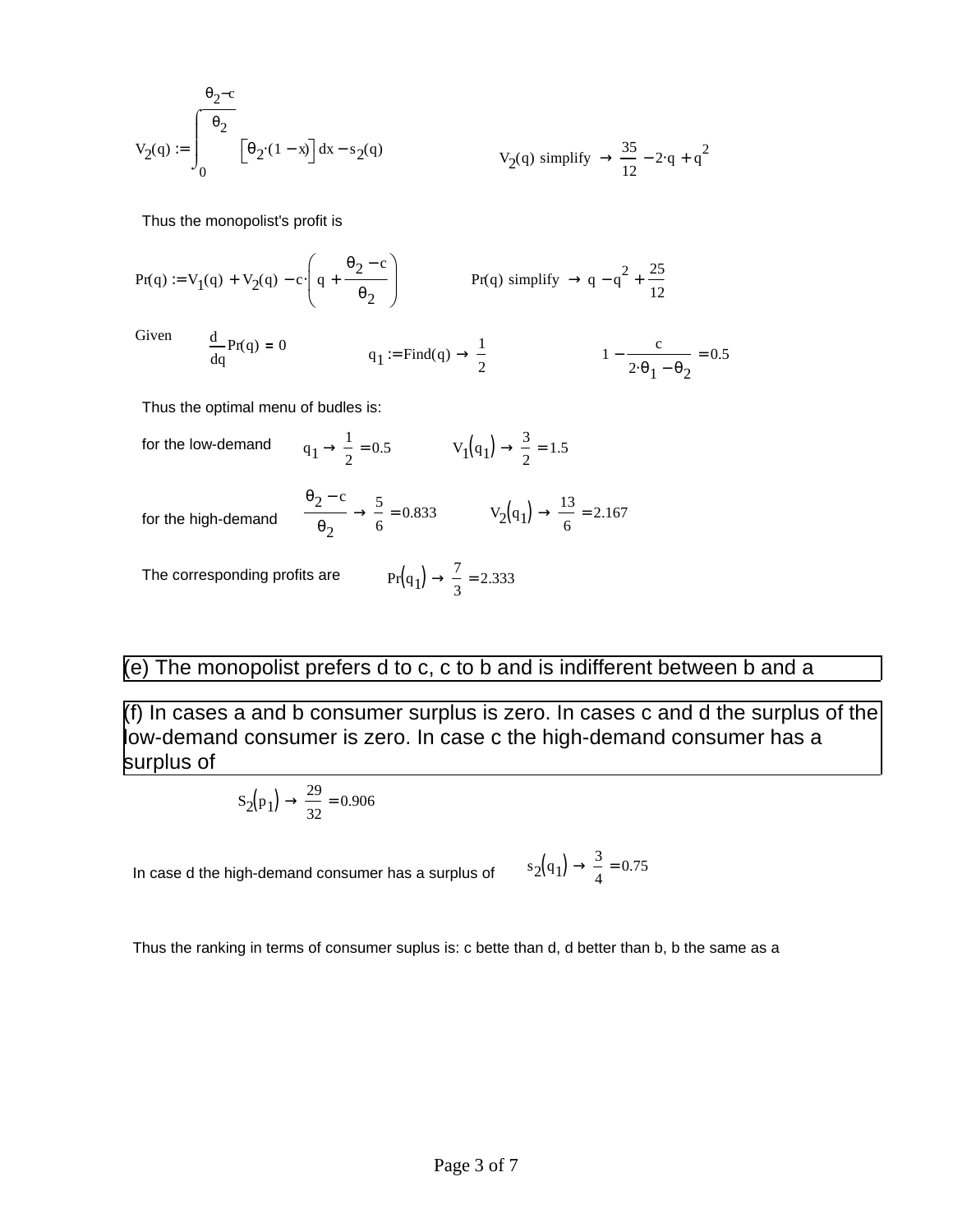$$V_2(q) := \int_0^{\frac{\theta_2 - c}{\theta_2}} \left[\theta_2 \cdot (1 - x)\right] dx - s_2(q) \qquad V_2(q) \text{ simplify } \rightarrow \frac{35}{12} - 2 \cdot q + q^2$$

Thus the monopolist's profit is

$$Pr(q) := V_1(q) + V_2(q) - c \cdot \left( q + \frac{\theta_2 - c}{\theta_2} \right) \qquad Pr(q) \text{ simplify } \rightarrow q - q^2 + \frac{25}{12}$$

Given $\frac{d}{dq} Pr(q) = 0$ $\qquad q_1 := \text{Find}(q) \rightarrow \frac{1}{2} \qquad 1 - \frac{c}{2 \cdot \theta_1 - \theta_2} = 0.5$

Thus the optimal menu of budles is:

for the low-demand $\quad q_1 \rightarrow \frac{1}{2} = 0.5 \qquad V_1(q_1) \rightarrow \frac{3}{2} = 1.5$

for the high-demand $\quad \frac{\theta_2 - c}{\theta_2} \rightarrow \frac{5}{6} = 0.833 \qquad V_2(q_1) \rightarrow \frac{13}{6} = 2.167$

The corresponding profits are $\quad Pr(q_1) \rightarrow \frac{7}{3} = 2.333$

(e) The monopolist prefers d to c, c to b and is indifferent between b and a

(f) In cases a and b consumer surplus is zero. In cases c and d the surplus of the low-demand consumer is zero. In case c the high-demand consumer has a surplus of

$$S_2(p_1) \rightarrow \frac{29}{32} = 0.906$$

In case d the high-demand consumer has a surplus of $\quad s_2(q_1) \rightarrow \frac{3}{4} = 0.75$

Thus the ranking in terms of consumer suplus is: c bette than d, d better than b, b the same as a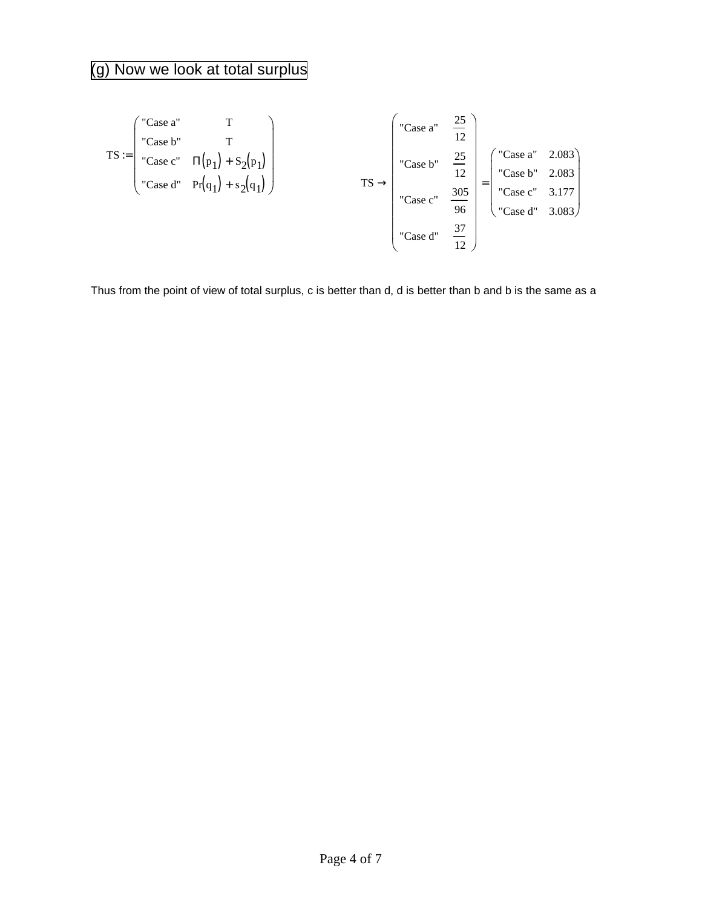## (g) Now we look at total surplus

$$TS := \begin{pmatrix} \text{"Case a"} & T \\ \text{"Case b"} & T \\ \text{"Case c"} & \Pi\left(p_1\right) + S_2\left(p_1\right) \\ \text{"Case d"} & Pr\left(q_1\right) + s_2\left(q_1\right) \end{pmatrix}$$

$$TS \rightarrow \begin{pmatrix} \text{"Case a"} & \frac{25}{12} \\ \text{"Case b"} & \frac{25}{12} \\ \text{"Case c"} & \frac{305}{96} \\ \text{"Case d"} & \frac{37}{12} \end{pmatrix} = \begin{pmatrix} \text{"Case a"} & 2.083 \\ \text{"Case b"} & 2.083 \\ \text{"Case c"} & 3.177 \\ \text{"Case d"} & 3.083 \end{pmatrix}$$

Thus from the point of view of total surplus, c is better than d, d is better than b and b is the same as a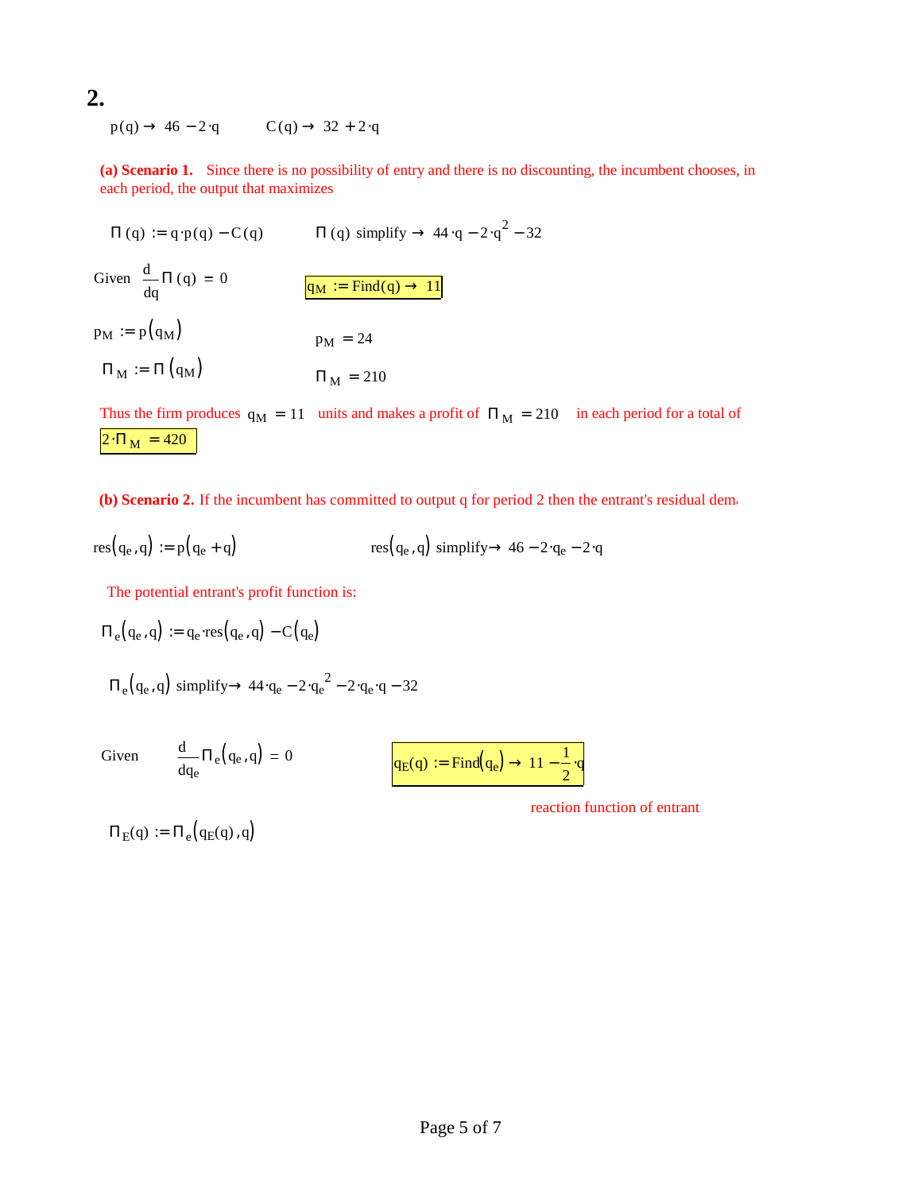## 2.

$p(q) \rightarrow 46 - 2 \cdot q \qquad C(q) \rightarrow 32 + 2 \cdot q$

**(a) Scenario 1.** Since there is no possibility of entry and there is no discounting, the incumbent chooses, in each period, the output that maximizes

$\Pi(q) := q \cdot p(q) - C(q) \qquad \Pi(q) \text{ simplify } \rightarrow 44 \cdot q - 2 \cdot q^2 - 32$

Given $\frac{d}{dq}\Pi(q) = 0 \qquad q_M := \text{Find}(q) \rightarrow 11$

$p_M := p(q_M) \qquad p_M = 24$

$\Pi_M := \Pi(q_M) \qquad \Pi_M = 210$

Thus the firm produces $q_M = 11$ units and makes a profit of $\Pi_M = 210$ in each period for a total of $2 \cdot \Pi_M = 420$

**(b) Scenario 2.** If the incumbent has committed to output q for period 2 then the entrant's residual dem

$res(q_e, q) := p(q_e + q) \qquad res(q_e, q) \text{ simplify} \rightarrow 46 - 2 \cdot q_e - 2 \cdot q$

The potential entrant's profit function is:

$\Pi_e(q_e, q) := q_e \cdot res(q_e, q) - C(q_e)$

$\Pi_e(q_e, q) \text{ simplify} \rightarrow 44 \cdot q_e - 2 \cdot q_e^2 - 2 \cdot q_e \cdot q - 32$

Given $\frac{d}{dq_e}\Pi_e(q_e, q) = 0 \qquad q_E(q) := \text{Find}(q_e) \rightarrow 11 - \frac{1}{2} \cdot q$

reaction function of entrant

$\Pi_E(q) := \Pi_e(q_E(q), q)$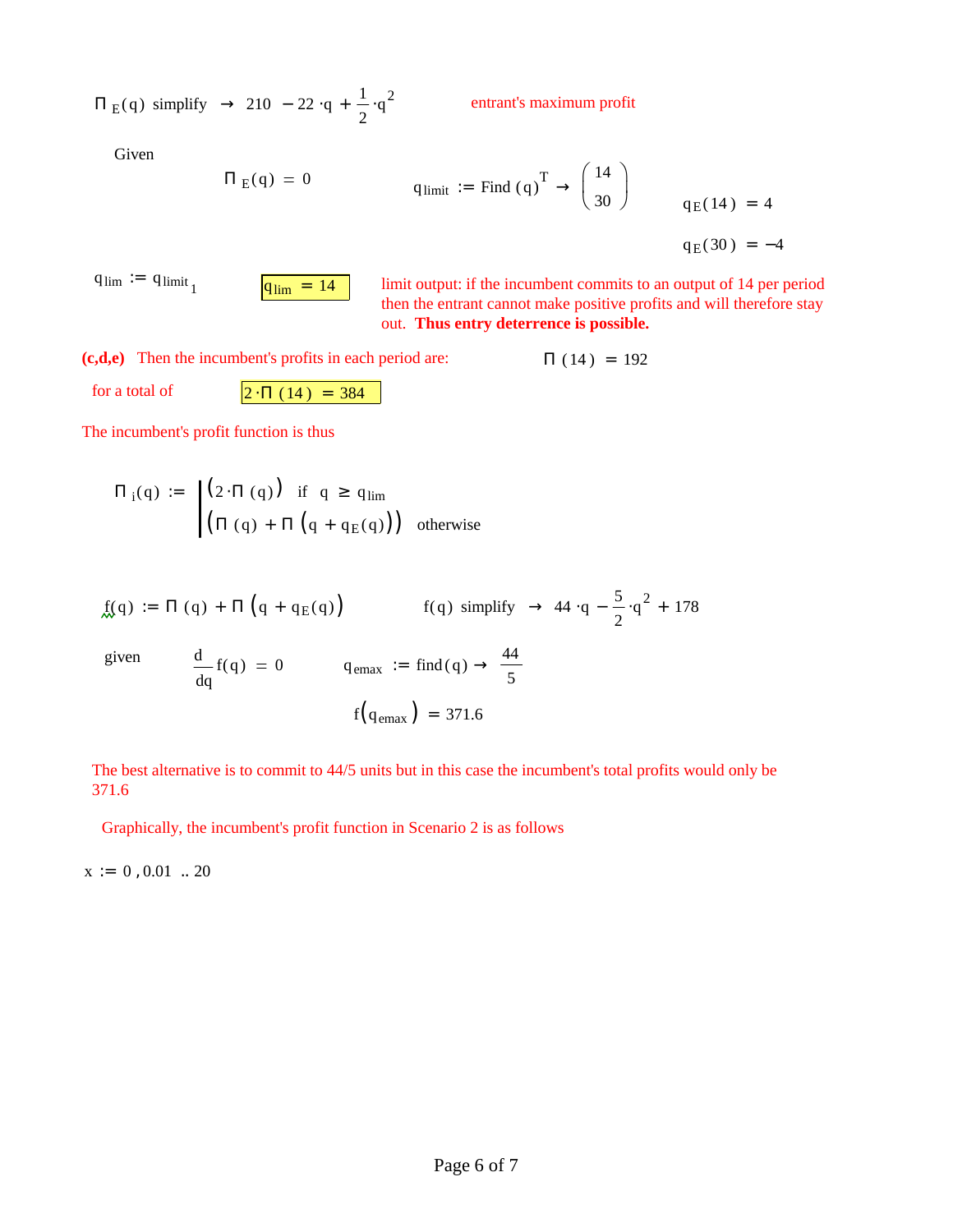$$\Pi_E(q) \text{ simplify } \rightarrow 210 - 22 \cdot q + \frac{1}{2} \cdot q^2$$

entrant's maximum profit

Given

$$\Pi_E(q) = 0 \qquad q_{limit} := \text{Find}(q)^T \rightarrow \begin{pmatrix} 14 \\ 30 \end{pmatrix}$$

$$q_E(14) = 4$$

$$q_E(30) = -4$$

$$q_{lim} := q_{limit_1} \qquad q_{lim} = 14$$

limit output: if the incumbent commits to an output of 14 per period then the entrant cannot make positive profits and will therefore stay out. **Thus entry deterrence is possible.**

**(c,d,e)** Then the incumbent's profits in each period are: $\Pi(14) = 192$

for a total of $2 \cdot \Pi(14) = 384$

The incumbent's profit function is thus

$$\Pi_i(q) := \begin{cases} (2 \cdot \Pi(q)) & \text{if } q \geq q_{lim} \\ (\Pi(q) + \Pi(q + q_E(q))) & \text{otherwise} \end{cases}$$

$$f(q) := \Pi(q) + \Pi(q + q_E(q)) \qquad f(q) \text{ simplify } \rightarrow 44 \cdot q - \frac{5}{2} \cdot q^2 + 178$$

given

$$\frac{d}{dq} f(q) = 0 \qquad q_{emax} := \text{find}(q) \rightarrow \frac{44}{5}$$

$$f(q_{emax}) = 371.6$$

The best alternative is to commit to 44/5 units but in this case the incumbent's total profits would only be 371.6

Graphically, the incumbent's profit function in Scenario 2 is as follows

$$x := 0, 0.01 .. 20$$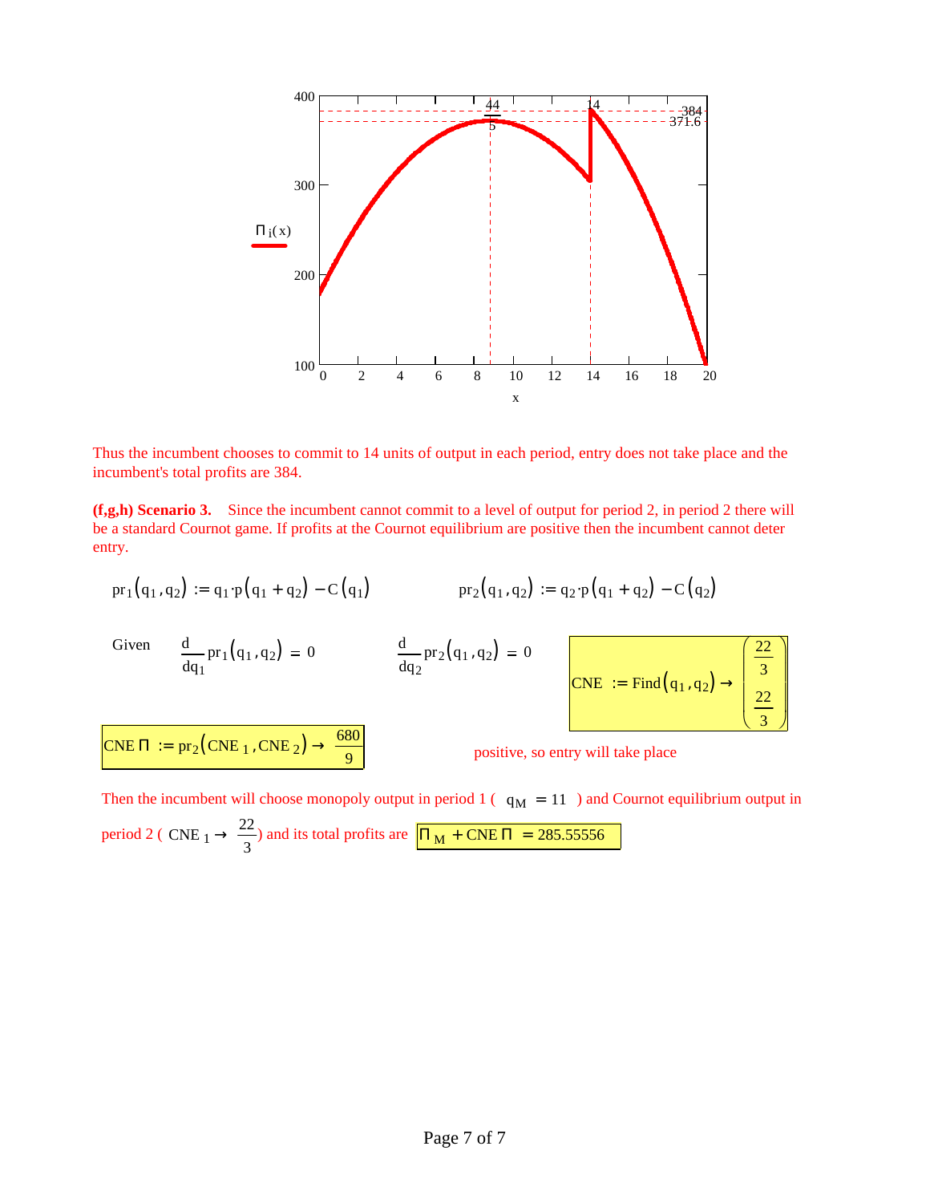400
300
200
100
0 2 4 6 8 10 12 14 16 18 20
x
$\Pi_i(x)$
$\frac{44}{5}$
14
384
371.6

Thus the incumbent chooses to commit to 14 units of output in each period, entry does not take place and the incumbent's total profits are 384.

**(f,g,h) Scenario 3.** Since the incumbent cannot commit to a level of output for period 2, in period 2 there will be a standard Cournot game. If profits at the Cournot equilibrium are positive then the incumbent cannot deter entry.

$$pr_1(q_1, q_2) := q_1 \cdot p(q_1 + q_2) - C(q_1) \qquad pr_2(q_1, q_2) := q_2 \cdot p(q_1 + q_2) - C(q_2)$$

Given $\quad \frac{d}{dq_1} pr_1(q_1, q_2) = 0 \qquad \frac{d}{dq_2} pr_2(q_1, q_2) = 0$

$$CNE := Find(q_1, q_2) \rightarrow \begin{pmatrix} \frac{22}{3} \\ \frac{22}{3} \end{pmatrix}$$

$$CNE\Pi := pr_2(CNE_1, CNE_2) \rightarrow \frac{680}{9}$$

positive, so entry will take place

Then the incumbent will choose monopoly output in period 1 ( $q_M = 11$ ) and Cournot equilibrium output in period 2 ( $CNE_1 \rightarrow \frac{22}{3}$) and its total profits are $\Pi_M + CNE\Pi = 285.55556$